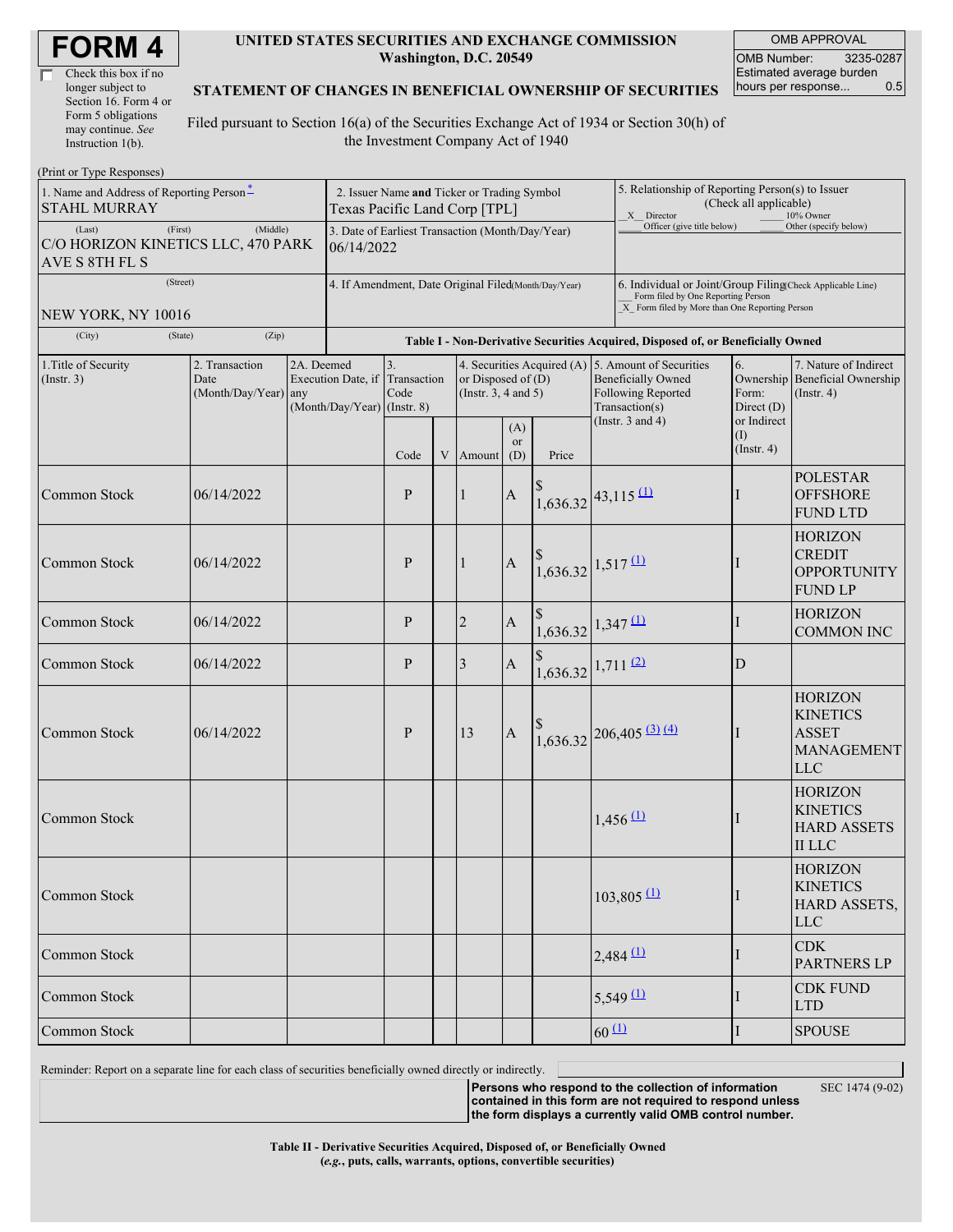# FORM 4

☐ Check this box if no longer subject to Section 16. Form 4 or Form 5 obligations may continue. *See* Instruction 1(b).

**UNITED STATES SECURITIES AND EXCHANGE COMMISSION**
**Washington, D.C. 20549**

**STATEMENT OF CHANGES IN BENEFICIAL OWNERSHIP OF SECURITIES**

Filed pursuant to Section 16(a) of the Securities Exchange Act of 1934 or Section 30(h) of the Investment Company Act of 1940

| OMB APPROVAL | |
|---|---|
| OMB Number: | 3235-0287 |
| Estimated average burden hours per response... | 0.5 |

(Print or Type Responses)

1. Name and Address of Reporting Person*
STAHL MURRAY
(Last) (First) (Middle)
C/O HORIZON KINETICS LLC, 470 PARK AVE S 8TH FL S
(Street)
NEW YORK, NY 10016
(City) (State) (Zip)

2. Issuer Name **and** Ticker or Trading Symbol
Texas Pacific Land Corp [TPL]

3. Date of Earliest Transaction (Month/Day/Year)
06/14/2022

4. If Amendment, Date Original Filed(Month/Day/Year)

5. Relationship of Reporting Person(s) to Issuer (Check all applicable)
_X_ Director ___ 10% Owner
___ Officer (give title below) ___ Other (specify below)

6. Individual or Joint/Group Filing(Check Applicable Line)
___ Form filed by One Reporting Person
_X_ Form filed by More than One Reporting Person

**Table I - Non-Derivative Securities Acquired, Disposed of, or Beneficially Owned**

| 1.Title of Security (Instr. 3) | 2. Transaction Date (Month/Day/Year) | 2A. Deemed Execution Date, if any (Month/Day/Year) | 3. Transaction Code (Instr. 8) | | 4. Securities Acquired (A) or Disposed of (D) (Instr. 3, 4 and 5) | | | 5. Amount of Securities Beneficially Owned Following Reported Transaction(s) (Instr. 3 and 4) | 6. Ownership Form: Direct (D) or Indirect (I) (Instr. 4) | 7. Nature of Indirect Beneficial Ownership (Instr. 4) |
|---|---|---|---|---|---|---|---|---|---|---|
| | | | Code | V | Amount | (A) or (D) | Price | | | |
| Common Stock | 06/14/2022 | | P | | 1 | A | $ 1,636.32 | 43,115 (1) | I | POLESTAR OFFSHORE FUND LTD |
| Common Stock | 06/14/2022 | | P | | 1 | A | $ 1,636.32 | 1,517 (1) | I | HORIZON CREDIT OPPORTUNITY FUND LP |
| Common Stock | 06/14/2022 | | P | | 2 | A | $ 1,636.32 | 1,347 (1) | I | HORIZON COMMON INC |
| Common Stock | 06/14/2022 | | P | | 3 | A | $ 1,636.32 | 1,711 (2) | D | |
| Common Stock | 06/14/2022 | | P | | 13 | A | $ 1,636.32 | 206,405 (3) (4) | I | HORIZON KINETICS ASSET MANAGEMENT LLC |
| Common Stock | | | | | | | | 1,456 (1) | I | HORIZON KINETICS HARD ASSETS II LLC |
| Common Stock | | | | | | | | 103,805 (1) | I | HORIZON KINETICS HARD ASSETS, LLC |
| Common Stock | | | | | | | | 2,484 (1) | I | CDK PARTNERS LP |
| Common Stock | | | | | | | | 5,549 (1) | I | CDK FUND LTD |
| Common Stock | | | | | | | | 60 (1) | I | SPOUSE |

Reminder: Report on a separate line for each class of securities beneficially owned directly or indirectly.

**Persons who respond to the collection of information contained in this form are not required to respond unless the form displays a currently valid OMB control number.**

SEC 1474 (9-02)

**Table II - Derivative Securities Acquired, Disposed of, or Beneficially Owned**
**(*e.g.*, puts, calls, warrants, options, convertible securities)**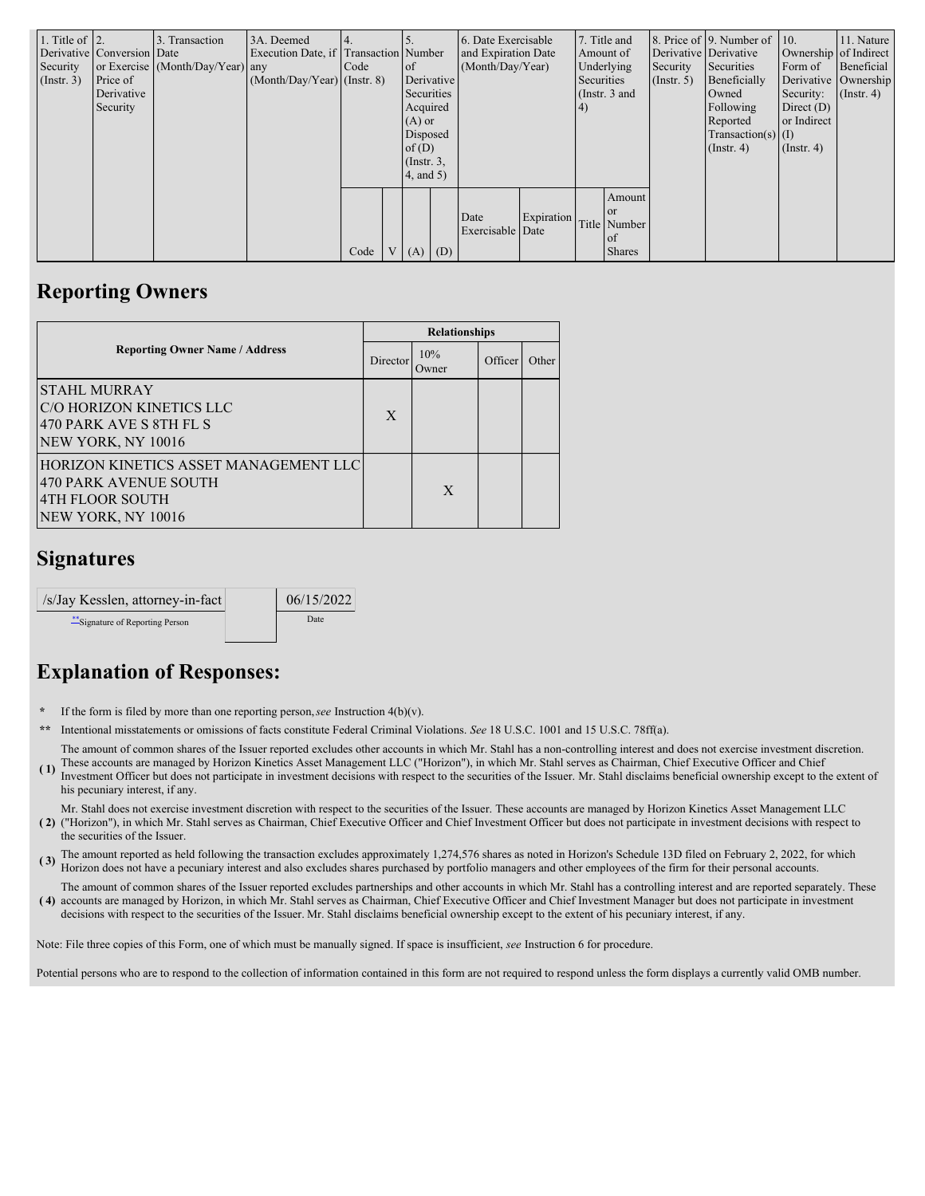| 1. Title of Derivative Security (Instr. 3) | 2. Conversion or Exercise Price of Derivative Security | 3. Transaction Date (Month/Day/Year) | 3A. Deemed Execution Date, if any (Month/Day/Year) | 4. Transaction Code (Instr. 8) | | 5. Number of Derivative Securities Acquired (A) or Disposed of (D) (Instr. 3, 4, and 5) | | 6. Date Exercisable and Expiration Date (Month/Day/Year) | | 7. Title and Amount of Underlying Securities (Instr. 3 and 4) | | 8. Price of Derivative Security (Instr. 5) | 9. Number of Derivative Securities Beneficially Owned Following Reported Transaction(s) (Instr. 4) | 10. Ownership Form of Derivative Security: Direct (D) or Indirect (I) (Instr. 4) | 11. Nature of Indirect Beneficial Ownership (Instr. 4) |
|---|---|---|---|---|---|---|---|---|---|---|---|---|---|---|---|
| | | | | Code | V | (A) | (D) | Date Exercisable | Expiration Date | Title | Amount or Number of Shares | | | | |

## Reporting Owners

| Reporting Owner Name / Address | Relationships | | | |
|---|---|---|---|---|
| | Director | 10% Owner | Officer | Other |
| STAHL MURRAY<br>C/O HORIZON KINETICS LLC<br>470 PARK AVE S 8TH FL S<br>NEW YORK, NY 10016 | X | | | |
| HORIZON KINETICS ASSET MANAGEMENT LLC<br>470 PARK AVENUE SOUTH<br>4TH FLOOR SOUTH<br>NEW YORK, NY 10016 | | X | | |

## Signatures

| /s/Jay Kesslen, attorney-in-fact | | 06/15/2022 |
|---|---|---|
| **Signature of Reporting Person | | Date |

## Explanation of Responses:

\* If the form is filed by more than one reporting person, *see* Instruction 4(b)(v).

\** Intentional misstatements or omissions of facts constitute Federal Criminal Violations. *See* 18 U.S.C. 1001 and 15 U.S.C. 78ff(a).

( 1) The amount of common shares of the Issuer reported excludes other accounts in which Mr. Stahl has a non-controlling interest and does not exercise investment discretion. These accounts are managed by Horizon Kinetics Asset Management LLC ("Horizon"), in which Mr. Stahl serves as Chairman, Chief Executive Officer and Chief Investment Officer but does not participate in investment decisions with respect to the securities of the Issuer. Mr. Stahl disclaims beneficial ownership except to the extent of his pecuniary interest, if any.

( 2) Mr. Stahl does not exercise investment discretion with respect to the securities of the Issuer. These accounts are managed by Horizon Kinetics Asset Management LLC ("Horizon"), in which Mr. Stahl serves as Chairman, Chief Executive Officer and Chief Investment Officer but does not participate in investment decisions with respect to the securities of the Issuer.

( 3) The amount reported as held following the transaction excludes approximately 1,274,576 shares as noted in Horizon's Schedule 13D filed on February 2, 2022, for which Horizon does not have a pecuniary interest and also excludes shares purchased by portfolio managers and other employees of the firm for their personal accounts.

( 4) The amount of common shares of the Issuer reported excludes partnerships and other accounts in which Mr. Stahl has a controlling interest and are reported separately. These accounts are managed by Horizon, in which Mr. Stahl serves as Chairman, Chief Executive Officer and Chief Investment Manager but does not participate in investment decisions with respect to the securities of the Issuer. Mr. Stahl disclaims beneficial ownership except to the extent of his pecuniary interest, if any.

Note: File three copies of this Form, one of which must be manually signed. If space is insufficient, *see* Instruction 6 for procedure.

Potential persons who are to respond to the collection of information contained in this form are not required to respond unless the form displays a currently valid OMB number.